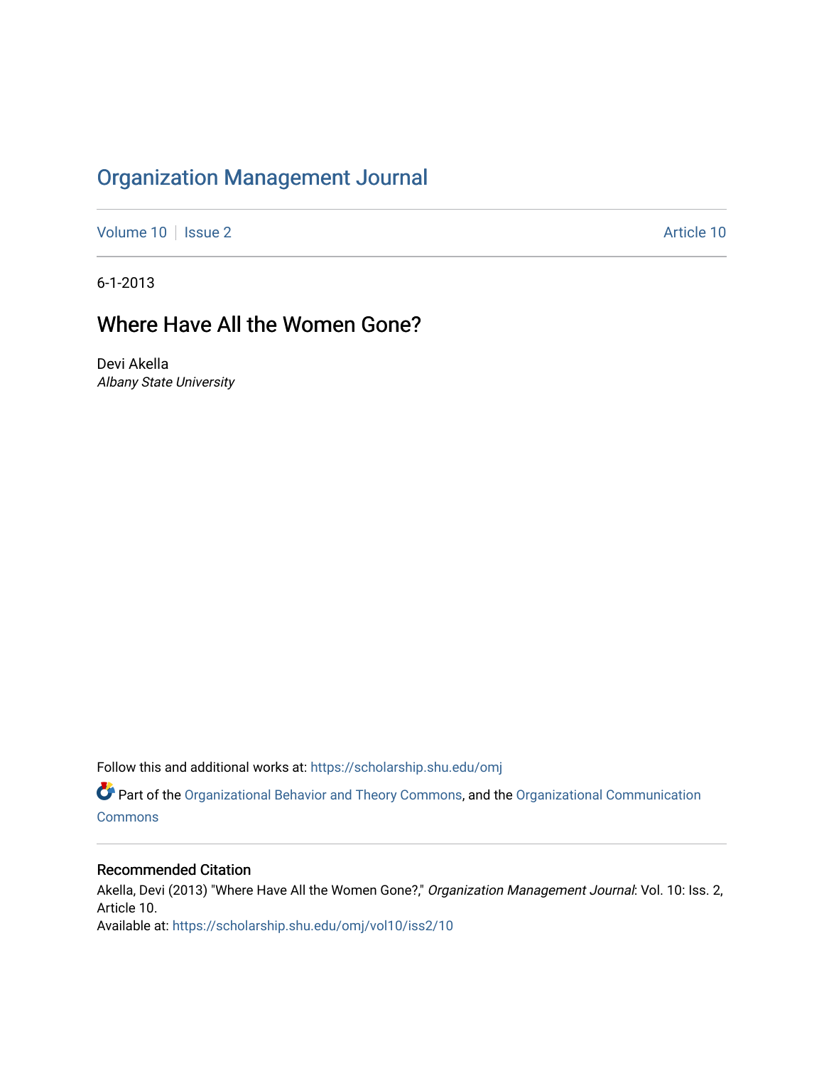# Organization Management Journal

Volume 10 | Issue 2 — Article 10

6-1-2013

## Where Have All the Women Gone?

Devi Akella
*Albany State University*

Follow this and additional works at: https://scholarship.shu.edu/omj

Part of the Organizational Behavior and Theory Commons, and the Organizational Communication Commons

### Recommended Citation

Akella, Devi (2013) "Where Have All the Women Gone?," *Organization Management Journal*: Vol. 10: Iss. 2, Article 10.
Available at: https://scholarship.shu.edu/omj/vol10/iss2/10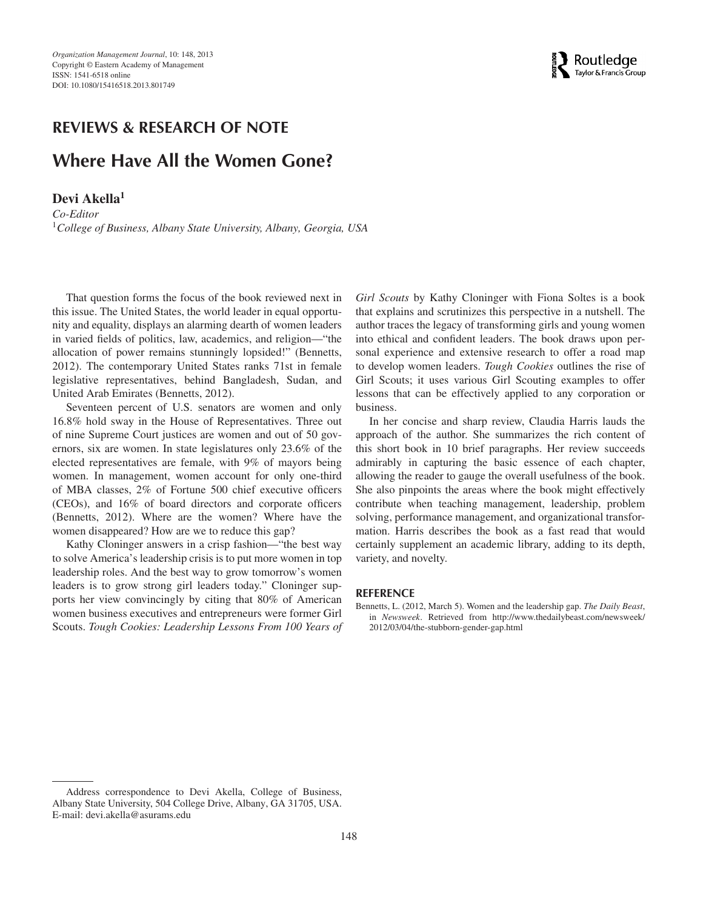## REVIEWS & RESEARCH OF NOTE

# Where Have All the Women Gone?

**Devi Akella**[1]

*Co-Editor*

[1]*College of Business, Albany State University, Albany, Georgia, USA*

That question forms the focus of the book reviewed next in this issue. The United States, the world leader in equal opportunity and equality, displays an alarming dearth of women leaders in varied fields of politics, law, academics, and religion—"the allocation of power remains stunningly lopsided!" (Bennetts, 2012). The contemporary United States ranks 71st in female legislative representatives, behind Bangladesh, Sudan, and United Arab Emirates (Bennetts, 2012).

Seventeen percent of U.S. senators are women and only 16.8% hold sway in the House of Representatives. Three out of nine Supreme Court justices are women and out of 50 governors, six are women. In state legislatures only 23.6% of the elected representatives are female, with 9% of mayors being women. In management, women account for only one-third of MBA classes, 2% of Fortune 500 chief executive officers (CEOs), and 16% of board directors and corporate officers (Bennetts, 2012). Where are the women? Where have the women disappeared? How are we to reduce this gap?

Kathy Cloninger answers in a crisp fashion—"the best way to solve America's leadership crisis is to put more women in top leadership roles. And the best way to grow tomorrow's women leaders is to grow strong girl leaders today." Cloninger supports her view convincingly by citing that 80% of American women business executives and entrepreneurs were former Girl Scouts. *Tough Cookies: Leadership Lessons From 100 Years of Girl Scouts* by Kathy Cloninger with Fiona Soltes is a book that explains and scrutinizes this perspective in a nutshell. The author traces the legacy of transforming girls and young women into ethical and confident leaders. The book draws upon personal experience and extensive research to offer a road map to develop women leaders. *Tough Cookies* outlines the rise of Girl Scouts; it uses various Girl Scouting examples to offer lessons that can be effectively applied to any corporation or business.

In her concise and sharp review, Claudia Harris lauds the approach of the author. She summarizes the rich content of this short book in 10 brief paragraphs. Her review succeeds admirably in capturing the basic essence of each chapter, allowing the reader to gauge the overall usefulness of the book. She also pinpoints the areas where the book might effectively contribute when teaching management, leadership, problem solving, performance management, and organizational transformation. Harris describes the book as a fast read that would certainly supplement an academic library, adding to its depth, variety, and novelty.

## REFERENCE

Bennetts, L. (2012, March 5). Women and the leadership gap. *The Daily Beast*, in *Newsweek*. Retrieved from http://www.thedailybeast.com/newsweek/2012/03/04/the-stubborn-gender-gap.html

Address correspondence to Devi Akella, College of Business, Albany State University, 504 College Drive, Albany, GA 31705, USA. E-mail: devi.akella@asurams.edu